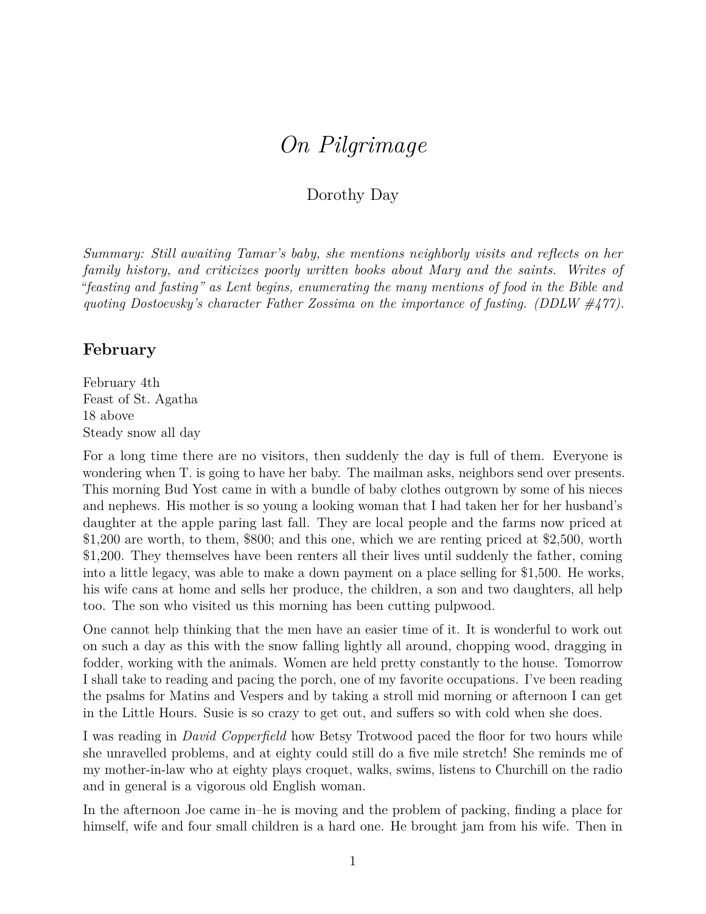# *On Pilgrimage*

Dorothy Day

*Summary: Still awaiting Tamar's baby, she mentions neighborly visits and reflects on her family history, and criticizes poorly written books about Mary and the saints. Writes of "feasting and fasting" as Lent begins, enumerating the many mentions of food in the Bible and quoting Dostoevsky's character Father Zossima on the importance of fasting. (DDLW #477).*

## February

February 4th
Feast of St. Agatha
18 above
Steady snow all day

For a long time there are no visitors, then suddenly the day is full of them. Everyone is wondering when T. is going to have her baby. The mailman asks, neighbors send over presents. This morning Bud Yost came in with a bundle of baby clothes outgrown by some of his nieces and nephews. His mother is so young a looking woman that I had taken her for her husband's daughter at the apple paring last fall. They are local people and the farms now priced at $1,200 are worth, to them, $800; and this one, which we are renting priced at $2,500, worth $1,200. They themselves have been renters all their lives until suddenly the father, coming into a little legacy, was able to make a down payment on a place selling for $1,500. He works, his wife cans at home and sells her produce, the children, a son and two daughters, all help too. The son who visited us this morning has been cutting pulpwood.

One cannot help thinking that the men have an easier time of it. It is wonderful to work out on such a day as this with the snow falling lightly all around, chopping wood, dragging in fodder, working with the animals. Women are held pretty constantly to the house. Tomorrow I shall take to reading and pacing the porch, one of my favorite occupations. I've been reading the psalms for Matins and Vespers and by taking a stroll mid morning or afternoon I can get in the Little Hours. Susie is so crazy to get out, and suffers so with cold when she does.

I was reading in *David Copperfield* how Betsy Trotwood paced the floor for two hours while she unravelled problems, and at eighty could still do a five mile stretch! She reminds me of my mother-in-law who at eighty plays croquet, walks, swims, listens to Churchill on the radio and in general is a vigorous old English woman.

In the afternoon Joe came in–he is moving and the problem of packing, finding a place for himself, wife and four small children is a hard one. He brought jam from his wife. Then in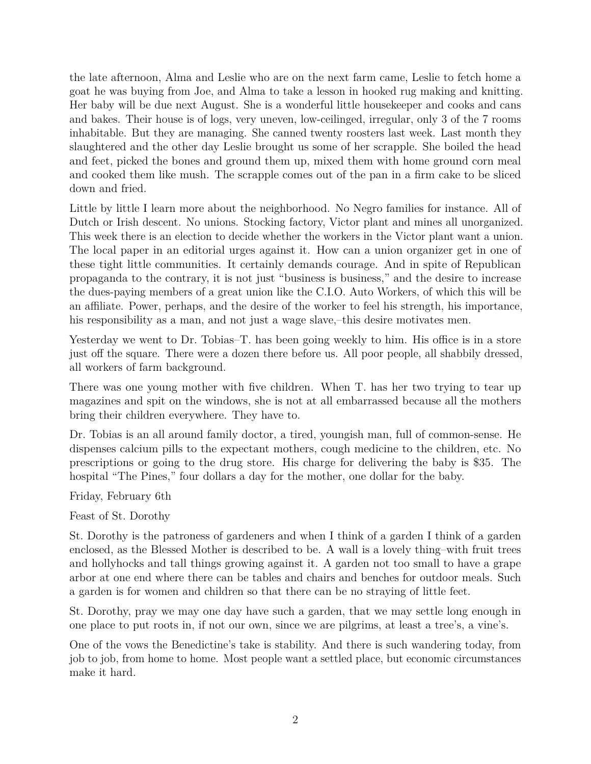the late afternoon, Alma and Leslie who are on the next farm came, Leslie to fetch home a goat he was buying from Joe, and Alma to take a lesson in hooked rug making and knitting. Her baby will be due next August. She is a wonderful little housekeeper and cooks and cans and bakes. Their house is of logs, very uneven, low-ceilinged, irregular, only 3 of the 7 rooms inhabitable. But they are managing. She canned twenty roosters last week. Last month they slaughtered and the other day Leslie brought us some of her scrapple. She boiled the head and feet, picked the bones and ground them up, mixed them with home ground corn meal and cooked them like mush. The scrapple comes out of the pan in a firm cake to be sliced down and fried.

Little by little I learn more about the neighborhood. No Negro families for instance. All of Dutch or Irish descent. No unions. Stocking factory, Victor plant and mines all unorganized. This week there is an election to decide whether the workers in the Victor plant want a union. The local paper in an editorial urges against it. How can a union organizer get in one of these tight little communities. It certainly demands courage. And in spite of Republican propaganda to the contrary, it is not just "business is business," and the desire to increase the dues-paying members of a great union like the C.I.O. Auto Workers, of which this will be an affiliate. Power, perhaps, and the desire of the worker to feel his strength, his importance, his responsibility as a man, and not just a wage slave,–this desire motivates men.

Yesterday we went to Dr. Tobias–T. has been going weekly to him. His office is in a store just off the square. There were a dozen there before us. All poor people, all shabbily dressed, all workers of farm background.

There was one young mother with five children. When T. has her two trying to tear up magazines and spit on the windows, she is not at all embarrassed because all the mothers bring their children everywhere. They have to.

Dr. Tobias is an all around family doctor, a tired, youngish man, full of common-sense. He dispenses calcium pills to the expectant mothers, cough medicine to the children, etc. No prescriptions or going to the drug store. His charge for delivering the baby is $35. The hospital "The Pines," four dollars a day for the mother, one dollar for the baby.

Friday, February 6th

Feast of St. Dorothy

St. Dorothy is the patroness of gardeners and when I think of a garden I think of a garden enclosed, as the Blessed Mother is described to be. A wall is a lovely thing–with fruit trees and hollyhocks and tall things growing against it. A garden not too small to have a grape arbor at one end where there can be tables and chairs and benches for outdoor meals. Such a garden is for women and children so that there can be no straying of little feet.

St. Dorothy, pray we may one day have such a garden, that we may settle long enough in one place to put roots in, if not our own, since we are pilgrims, at least a tree's, a vine's.

One of the vows the Benedictine's take is stability. And there is such wandering today, from job to job, from home to home. Most people want a settled place, but economic circumstances make it hard.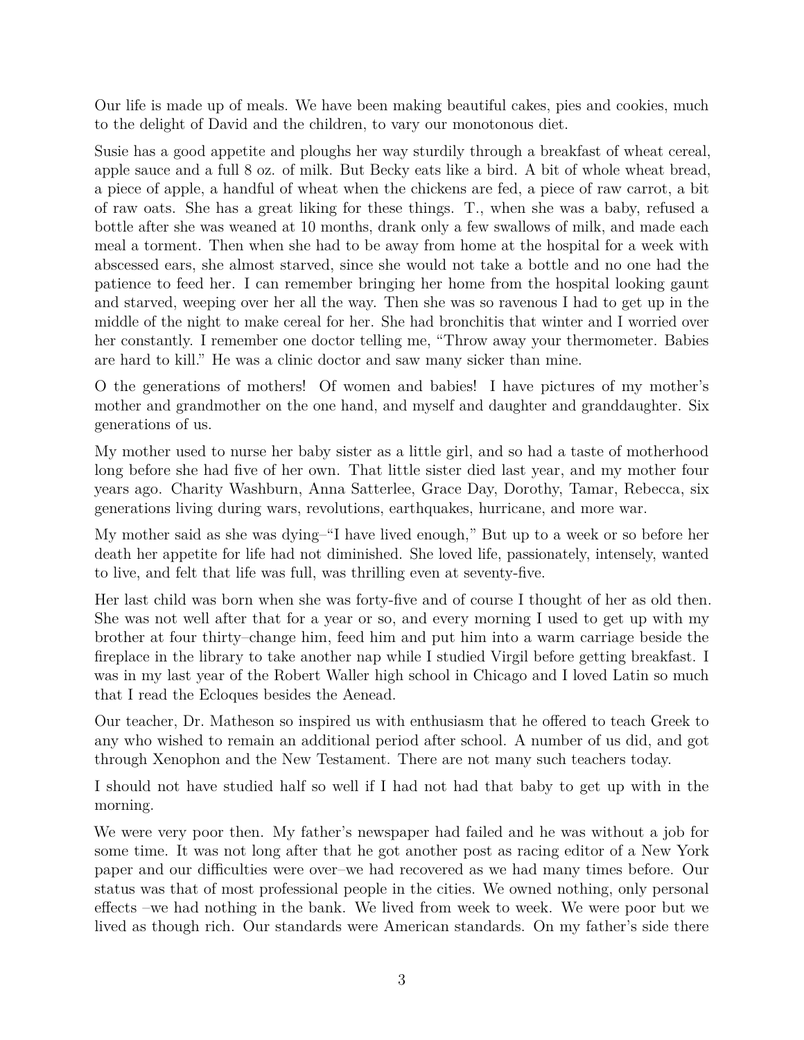Our life is made up of meals. We have been making beautiful cakes, pies and cookies, much to the delight of David and the children, to vary our monotonous diet.

Susie has a good appetite and ploughs her way sturdily through a breakfast of wheat cereal, apple sauce and a full 8 oz. of milk. But Becky eats like a bird. A bit of whole wheat bread, a piece of apple, a handful of wheat when the chickens are fed, a piece of raw carrot, a bit of raw oats. She has a great liking for these things. T., when she was a baby, refused a bottle after she was weaned at 10 months, drank only a few swallows of milk, and made each meal a torment. Then when she had to be away from home at the hospital for a week with abscessed ears, she almost starved, since she would not take a bottle and no one had the patience to feed her. I can remember bringing her home from the hospital looking gaunt and starved, weeping over her all the way. Then she was so ravenous I had to get up in the middle of the night to make cereal for her. She had bronchitis that winter and I worried over her constantly. I remember one doctor telling me, "Throw away your thermometer. Babies are hard to kill." He was a clinic doctor and saw many sicker than mine.

O the generations of mothers! Of women and babies! I have pictures of my mother's mother and grandmother on the one hand, and myself and daughter and granddaughter. Six generations of us.

My mother used to nurse her baby sister as a little girl, and so had a taste of motherhood long before she had five of her own. That little sister died last year, and my mother four years ago. Charity Washburn, Anna Satterlee, Grace Day, Dorothy, Tamar, Rebecca, six generations living during wars, revolutions, earthquakes, hurricane, and more war.

My mother said as she was dying–"I have lived enough," But up to a week or so before her death her appetite for life had not diminished. She loved life, passionately, intensely, wanted to live, and felt that life was full, was thrilling even at seventy-five.

Her last child was born when she was forty-five and of course I thought of her as old then. She was not well after that for a year or so, and every morning I used to get up with my brother at four thirty–change him, feed him and put him into a warm carriage beside the fireplace in the library to take another nap while I studied Virgil before getting breakfast. I was in my last year of the Robert Waller high school in Chicago and I loved Latin so much that I read the Ecloques besides the Aenead.

Our teacher, Dr. Matheson so inspired us with enthusiasm that he offered to teach Greek to any who wished to remain an additional period after school. A number of us did, and got through Xenophon and the New Testament. There are not many such teachers today.

I should not have studied half so well if I had not had that baby to get up with in the morning.

We were very poor then. My father's newspaper had failed and he was without a job for some time. It was not long after that he got another post as racing editor of a New York paper and our difficulties were over–we had recovered as we had many times before. Our status was that of most professional people in the cities. We owned nothing, only personal effects –we had nothing in the bank. We lived from week to week. We were poor but we lived as though rich. Our standards were American standards. On my father's side there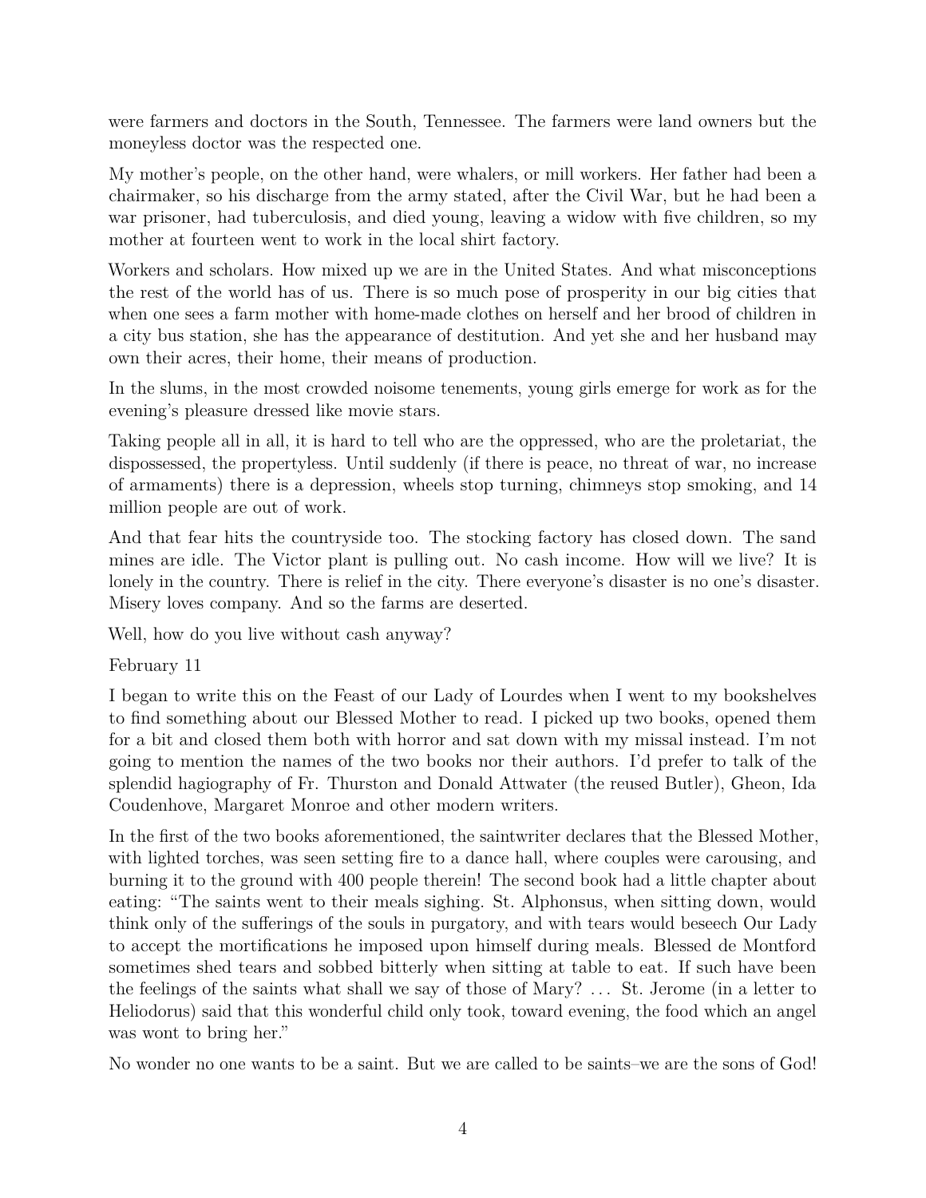were farmers and doctors in the South, Tennessee. The farmers were land owners but the moneyless doctor was the respected one.

My mother's people, on the other hand, were whalers, or mill workers. Her father had been a chairmaker, so his discharge from the army stated, after the Civil War, but he had been a war prisoner, had tuberculosis, and died young, leaving a widow with five children, so my mother at fourteen went to work in the local shirt factory.

Workers and scholars. How mixed up we are in the United States. And what misconceptions the rest of the world has of us. There is so much pose of prosperity in our big cities that when one sees a farm mother with home-made clothes on herself and her brood of children in a city bus station, she has the appearance of destitution. And yet she and her husband may own their acres, their home, their means of production.

In the slums, in the most crowded noisome tenements, young girls emerge for work as for the evening's pleasure dressed like movie stars.

Taking people all in all, it is hard to tell who are the oppressed, who are the proletariat, the dispossessed, the propertyless. Until suddenly (if there is peace, no threat of war, no increase of armaments) there is a depression, wheels stop turning, chimneys stop smoking, and 14 million people are out of work.

And that fear hits the countryside too. The stocking factory has closed down. The sand mines are idle. The Victor plant is pulling out. No cash income. How will we live? It is lonely in the country. There is relief in the city. There everyone's disaster is no one's disaster. Misery loves company. And so the farms are deserted.

Well, how do you live without cash anyway?

February 11

I began to write this on the Feast of our Lady of Lourdes when I went to my bookshelves to find something about our Blessed Mother to read. I picked up two books, opened them for a bit and closed them both with horror and sat down with my missal instead. I'm not going to mention the names of the two books nor their authors. I'd prefer to talk of the splendid hagiography of Fr. Thurston and Donald Attwater (the reused Butler), Gheon, Ida Coudenhove, Margaret Monroe and other modern writers.

In the first of the two books aforementioned, the saintwriter declares that the Blessed Mother, with lighted torches, was seen setting fire to a dance hall, where couples were carousing, and burning it to the ground with 400 people therein! The second book had a little chapter about eating: "The saints went to their meals sighing. St. Alphonsus, when sitting down, would think only of the sufferings of the souls in purgatory, and with tears would beseech Our Lady to accept the mortifications he imposed upon himself during meals. Blessed de Montford sometimes shed tears and sobbed bitterly when sitting at table to eat. If such have been the feelings of the saints what shall we say of those of Mary? ... St. Jerome (in a letter to Heliodorus) said that this wonderful child only took, toward evening, the food which an angel was wont to bring her."

No wonder no one wants to be a saint. But we are called to be saints–we are the sons of God!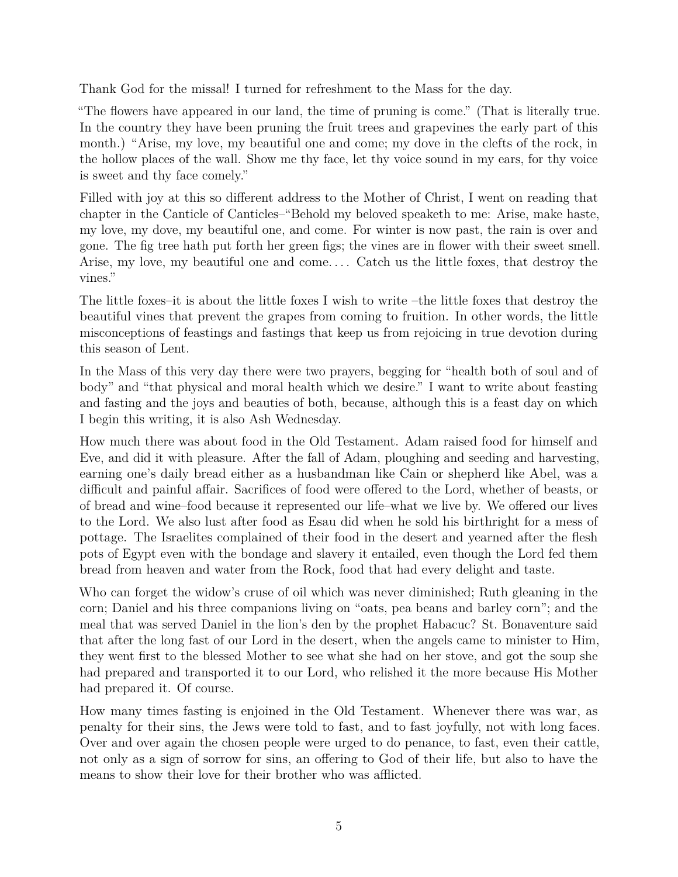Thank God for the missal! I turned for refreshment to the Mass for the day.

"The flowers have appeared in our land, the time of pruning is come." (That is literally true. In the country they have been pruning the fruit trees and grapevines the early part of this month.) "Arise, my love, my beautiful one and come; my dove in the clefts of the rock, in the hollow places of the wall. Show me thy face, let thy voice sound in my ears, for thy voice is sweet and thy face comely."

Filled with joy at this so different address to the Mother of Christ, I went on reading that chapter in the Canticle of Canticles–"Behold my beloved speaketh to me: Arise, make haste, my love, my dove, my beautiful one, and come. For winter is now past, the rain is over and gone. The fig tree hath put forth her green figs; the vines are in flower with their sweet smell. Arise, my love, my beautiful one and come. . . . Catch us the little foxes, that destroy the vines."

The little foxes–it is about the little foxes I wish to write –the little foxes that destroy the beautiful vines that prevent the grapes from coming to fruition. In other words, the little misconceptions of feastings and fastings that keep us from rejoicing in true devotion during this season of Lent.

In the Mass of this very day there were two prayers, begging for "health both of soul and of body" and "that physical and moral health which we desire." I want to write about feasting and fasting and the joys and beauties of both, because, although this is a feast day on which I begin this writing, it is also Ash Wednesday.

How much there was about food in the Old Testament. Adam raised food for himself and Eve, and did it with pleasure. After the fall of Adam, ploughing and seeding and harvesting, earning one's daily bread either as a husbandman like Cain or shepherd like Abel, was a difficult and painful affair. Sacrifices of food were offered to the Lord, whether of beasts, or of bread and wine–food because it represented our life–what we live by. We offered our lives to the Lord. We also lust after food as Esau did when he sold his birthright for a mess of pottage. The Israelites complained of their food in the desert and yearned after the flesh pots of Egypt even with the bondage and slavery it entailed, even though the Lord fed them bread from heaven and water from the Rock, food that had every delight and taste.

Who can forget the widow's cruse of oil which was never diminished; Ruth gleaning in the corn; Daniel and his three companions living on "oats, pea beans and barley corn"; and the meal that was served Daniel in the lion's den by the prophet Habacuc? St. Bonaventure said that after the long fast of our Lord in the desert, when the angels came to minister to Him, they went first to the blessed Mother to see what she had on her stove, and got the soup she had prepared and transported it to our Lord, who relished it the more because His Mother had prepared it. Of course.

How many times fasting is enjoined in the Old Testament. Whenever there was war, as penalty for their sins, the Jews were told to fast, and to fast joyfully, not with long faces. Over and over again the chosen people were urged to do penance, to fast, even their cattle, not only as a sign of sorrow for sins, an offering to God of their life, but also to have the means to show their love for their brother who was afflicted.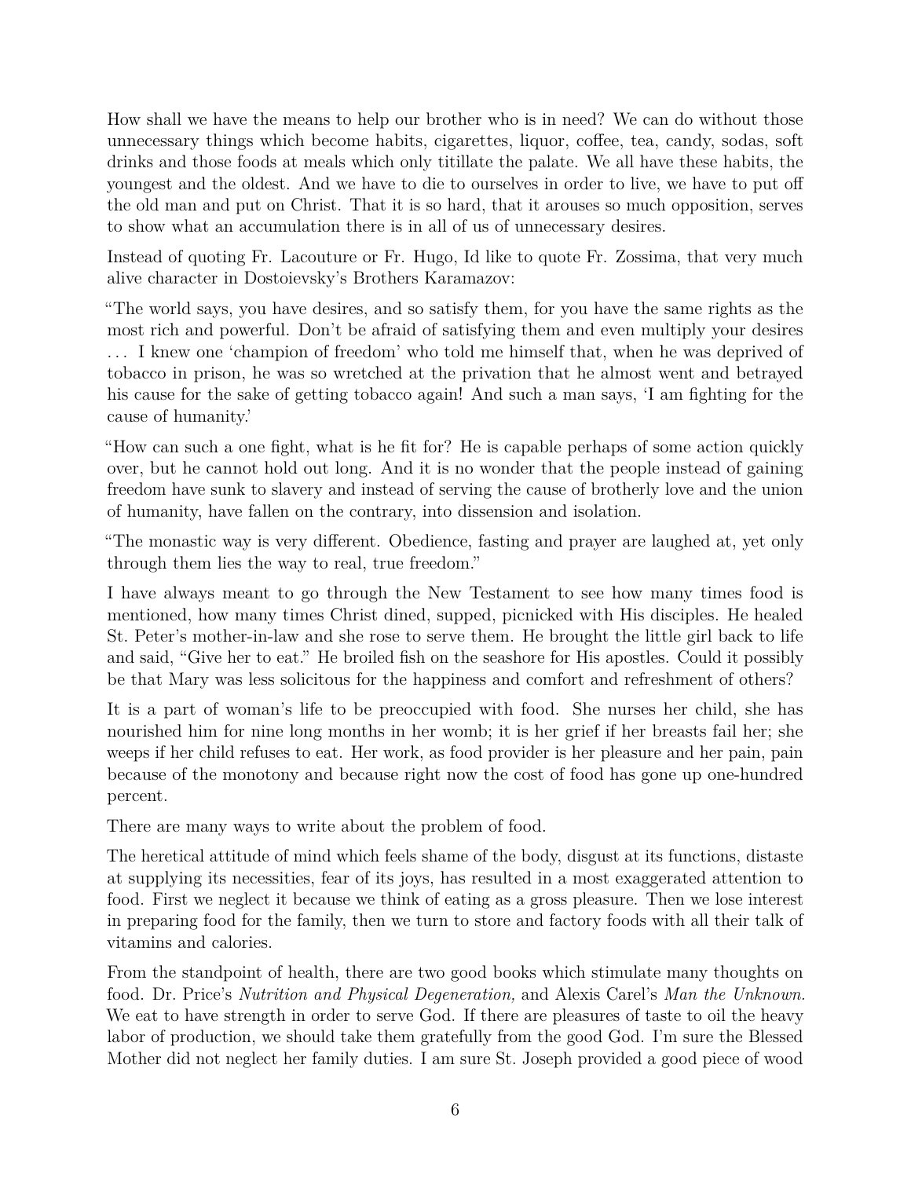How shall we have the means to help our brother who is in need? We can do without those unnecessary things which become habits, cigarettes, liquor, coffee, tea, candy, sodas, soft drinks and those foods at meals which only titillate the palate. We all have these habits, the youngest and the oldest. And we have to die to ourselves in order to live, we have to put off the old man and put on Christ. That it is so hard, that it arouses so much opposition, serves to show what an accumulation there is in all of us of unnecessary desires.

Instead of quoting Fr. Lacouture or Fr. Hugo, Id like to quote Fr. Zossima, that very much alive character in Dostoievsky's Brothers Karamazov:

"The world says, you have desires, and so satisfy them, for you have the same rights as the most rich and powerful. Don't be afraid of satisfying them and even multiply your desires . . . I knew one 'champion of freedom' who told me himself that, when he was deprived of tobacco in prison, he was so wretched at the privation that he almost went and betrayed his cause for the sake of getting tobacco again! And such a man says, 'I am fighting for the cause of humanity.'

"How can such a one fight, what is he fit for? He is capable perhaps of some action quickly over, but he cannot hold out long. And it is no wonder that the people instead of gaining freedom have sunk to slavery and instead of serving the cause of brotherly love and the union of humanity, have fallen on the contrary, into dissension and isolation.

"The monastic way is very different. Obedience, fasting and prayer are laughed at, yet only through them lies the way to real, true freedom."

I have always meant to go through the New Testament to see how many times food is mentioned, how many times Christ dined, supped, picnicked with His disciples. He healed St. Peter's mother-in-law and she rose to serve them. He brought the little girl back to life and said, "Give her to eat." He broiled fish on the seashore for His apostles. Could it possibly be that Mary was less solicitous for the happiness and comfort and refreshment of others?

It is a part of woman's life to be preoccupied with food. She nurses her child, she has nourished him for nine long months in her womb; it is her grief if her breasts fail her; she weeps if her child refuses to eat. Her work, as food provider is her pleasure and her pain, pain because of the monotony and because right now the cost of food has gone up one-hundred percent.

There are many ways to write about the problem of food.

The heretical attitude of mind which feels shame of the body, disgust at its functions, distaste at supplying its necessities, fear of its joys, has resulted in a most exaggerated attention to food. First we neglect it because we think of eating as a gross pleasure. Then we lose interest in preparing food for the family, then we turn to store and factory foods with all their talk of vitamins and calories.

From the standpoint of health, there are two good books which stimulate many thoughts on food. Dr. Price's *Nutrition and Physical Degeneration,* and Alexis Carel's *Man the Unknown.* We eat to have strength in order to serve God. If there are pleasures of taste to oil the heavy labor of production, we should take them gratefully from the good God. I'm sure the Blessed Mother did not neglect her family duties. I am sure St. Joseph provided a good piece of wood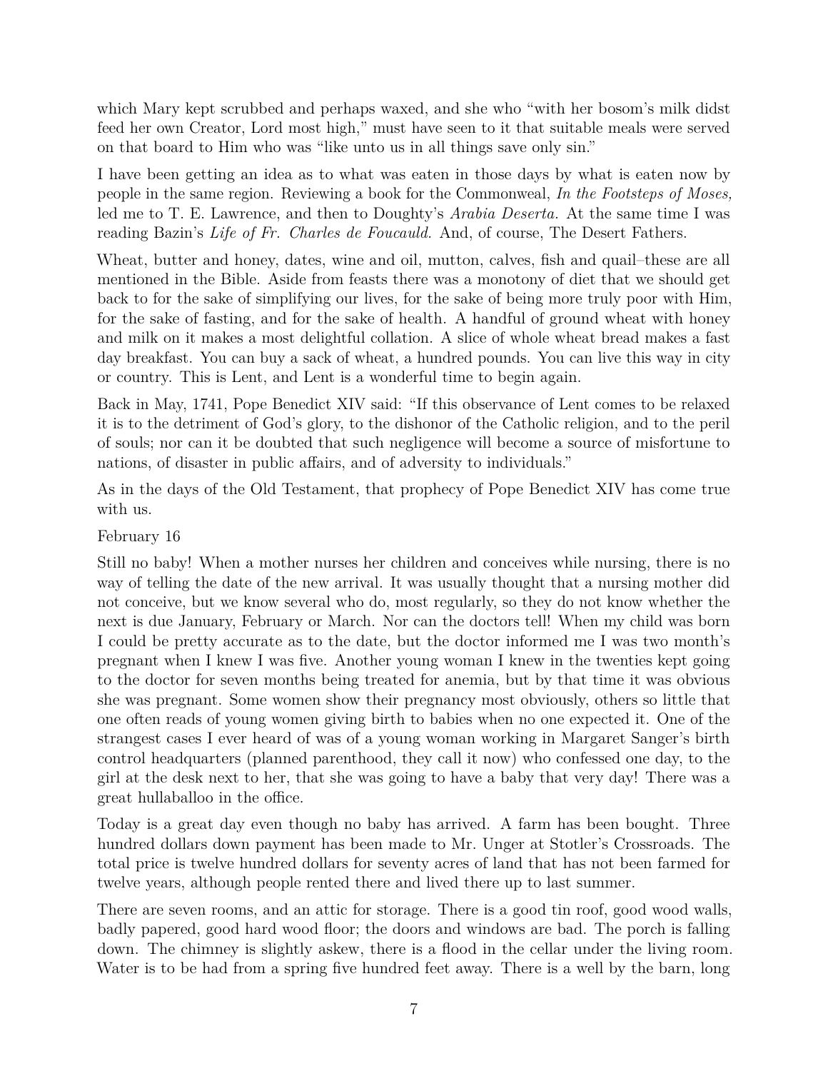which Mary kept scrubbed and perhaps waxed, and she who "with her bosom's milk didst feed her own Creator, Lord most high," must have seen to it that suitable meals were served on that board to Him who was "like unto us in all things save only sin."

I have been getting an idea as to what was eaten in those days by what is eaten now by people in the same region. Reviewing a book for the Commonweal, *In the Footsteps of Moses,* led me to T. E. Lawrence, and then to Doughty's *Arabia Deserta.* At the same time I was reading Bazin's *Life of Fr. Charles de Foucauld.* And, of course, The Desert Fathers.

Wheat, butter and honey, dates, wine and oil, mutton, calves, fish and quail–these are all mentioned in the Bible. Aside from feasts there was a monotony of diet that we should get back to for the sake of simplifying our lives, for the sake of being more truly poor with Him, for the sake of fasting, and for the sake of health. A handful of ground wheat with honey and milk on it makes a most delightful collation. A slice of whole wheat bread makes a fast day breakfast. You can buy a sack of wheat, a hundred pounds. You can live this way in city or country. This is Lent, and Lent is a wonderful time to begin again.

Back in May, 1741, Pope Benedict XIV said: "If this observance of Lent comes to be relaxed it is to the detriment of God's glory, to the dishonor of the Catholic religion, and to the peril of souls; nor can it be doubted that such negligence will become a source of misfortune to nations, of disaster in public affairs, and of adversity to individuals."

As in the days of the Old Testament, that prophecy of Pope Benedict XIV has come true with us.

February 16

Still no baby! When a mother nurses her children and conceives while nursing, there is no way of telling the date of the new arrival. It was usually thought that a nursing mother did not conceive, but we know several who do, most regularly, so they do not know whether the next is due January, February or March. Nor can the doctors tell! When my child was born I could be pretty accurate as to the date, but the doctor informed me I was two month's pregnant when I knew I was five. Another young woman I knew in the twenties kept going to the doctor for seven months being treated for anemia, but by that time it was obvious she was pregnant. Some women show their pregnancy most obviously, others so little that one often reads of young women giving birth to babies when no one expected it. One of the strangest cases I ever heard of was of a young woman working in Margaret Sanger's birth control headquarters (planned parenthood, they call it now) who confessed one day, to the girl at the desk next to her, that she was going to have a baby that very day! There was a great hullaballoo in the office.

Today is a great day even though no baby has arrived. A farm has been bought. Three hundred dollars down payment has been made to Mr. Unger at Stotler's Crossroads. The total price is twelve hundred dollars for seventy acres of land that has not been farmed for twelve years, although people rented there and lived there up to last summer.

There are seven rooms, and an attic for storage. There is a good tin roof, good wood walls, badly papered, good hard wood floor; the doors and windows are bad. The porch is falling down. The chimney is slightly askew, there is a flood in the cellar under the living room. Water is to be had from a spring five hundred feet away. There is a well by the barn, long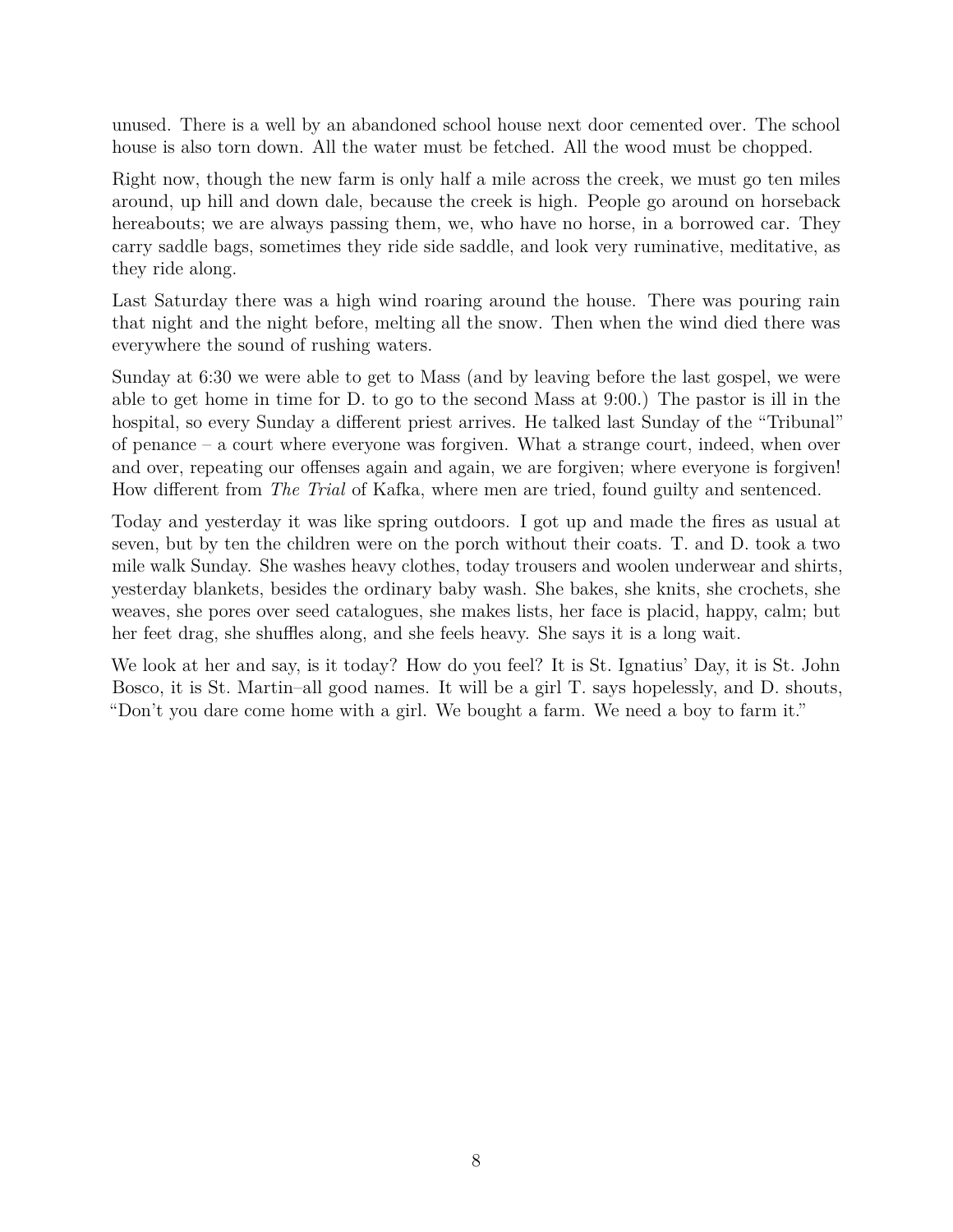unused. There is a well by an abandoned school house next door cemented over. The school house is also torn down. All the water must be fetched. All the wood must be chopped.

Right now, though the new farm is only half a mile across the creek, we must go ten miles around, up hill and down dale, because the creek is high. People go around on horseback hereabouts; we are always passing them, we, who have no horse, in a borrowed car. They carry saddle bags, sometimes they ride side saddle, and look very ruminative, meditative, as they ride along.

Last Saturday there was a high wind roaring around the house. There was pouring rain that night and the night before, melting all the snow. Then when the wind died there was everywhere the sound of rushing waters.

Sunday at 6:30 we were able to get to Mass (and by leaving before the last gospel, we were able to get home in time for D. to go to the second Mass at 9:00.) The pastor is ill in the hospital, so every Sunday a different priest arrives. He talked last Sunday of the "Tribunal" of penance – a court where everyone was forgiven. What a strange court, indeed, when over and over, repeating our offenses again and again, we are forgiven; where everyone is forgiven! How different from *The Trial* of Kafka, where men are tried, found guilty and sentenced.

Today and yesterday it was like spring outdoors. I got up and made the fires as usual at seven, but by ten the children were on the porch without their coats. T. and D. took a two mile walk Sunday. She washes heavy clothes, today trousers and woolen underwear and shirts, yesterday blankets, besides the ordinary baby wash. She bakes, she knits, she crochets, she weaves, she pores over seed catalogues, she makes lists, her face is placid, happy, calm; but her feet drag, she shuffles along, and she feels heavy. She says it is a long wait.

We look at her and say, is it today? How do you feel? It is St. Ignatius' Day, it is St. John Bosco, it is St. Martin–all good names. It will be a girl T. says hopelessly, and D. shouts, "Don't you dare come home with a girl. We bought a farm. We need a boy to farm it."